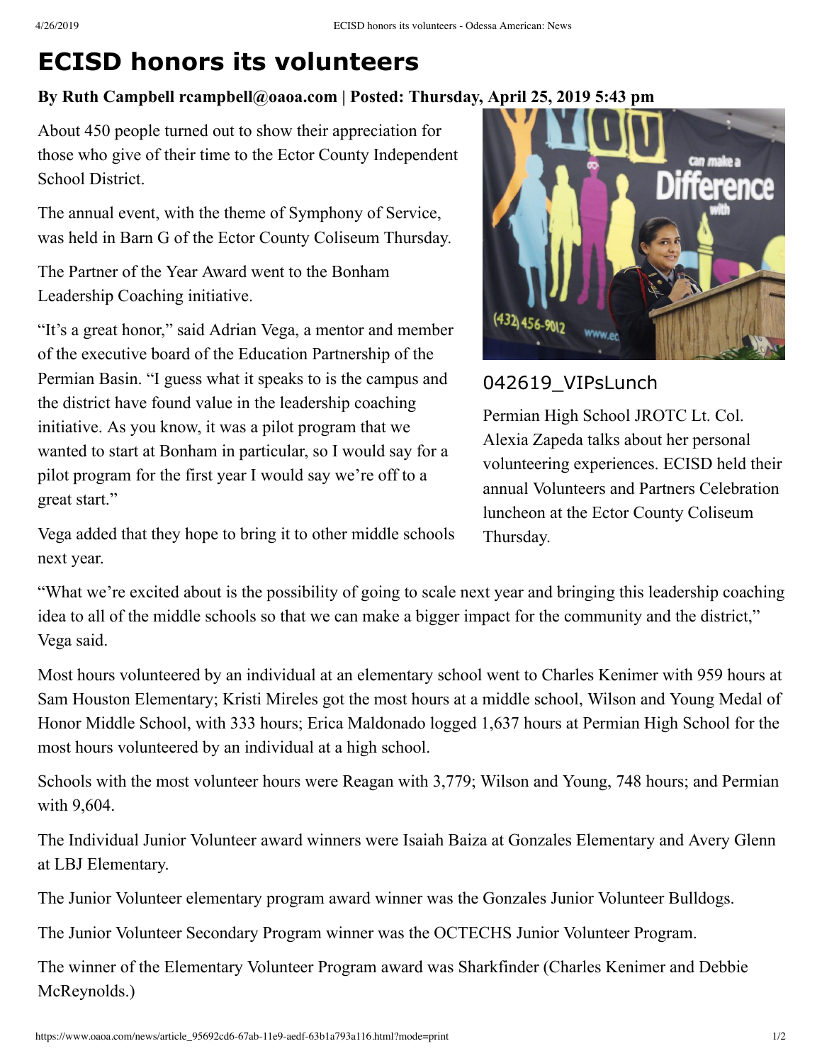# ECISD honors its volunteers

**By Ruth Campbell rcampbell@oaoa.com | Posted: Thursday, April 25, 2019 5:43 pm**

About 450 people turned out to show their appreciation for those who give of their time to the Ector County Independent School District.

The annual event, with the theme of Symphony of Service, was held in Barn G of the Ector County Coliseum Thursday.

The Partner of the Year Award went to the Bonham Leadership Coaching initiative.

"It's a great honor," said Adrian Vega, a mentor and member of the executive board of the Education Partnership of the Permian Basin. "I guess what it speaks to is the campus and the district have found value in the leadership coaching initiative. As you know, it was a pilot program that we wanted to start at Bonham in particular, so I would say for a pilot program for the first year I would say we're off to a great start."

Vega added that they hope to bring it to other middle schools next year.

042619_VIPsLunch

Permian High School JROTC Lt. Col. Alexia Zapeda talks about her personal volunteering experiences. ECISD held their annual Volunteers and Partners Celebration luncheon at the Ector County Coliseum Thursday.

"What we're excited about is the possibility of going to scale next year and bringing this leadership coaching idea to all of the middle schools so that we can make a bigger impact for the community and the district," Vega said.

Most hours volunteered by an individual at an elementary school went to Charles Kenimer with 959 hours at Sam Houston Elementary; Kristi Mireles got the most hours at a middle school, Wilson and Young Medal of Honor Middle School, with 333 hours; Erica Maldonado logged 1,637 hours at Permian High School for the most hours volunteered by an individual at a high school.

Schools with the most volunteer hours were Reagan with 3,779; Wilson and Young, 748 hours; and Permian with 9,604.

The Individual Junior Volunteer award winners were Isaiah Baiza at Gonzales Elementary and Avery Glenn at LBJ Elementary.

The Junior Volunteer elementary program award winner was the Gonzales Junior Volunteer Bulldogs.

The Junior Volunteer Secondary Program winner was the OCTECHS Junior Volunteer Program.

The winner of the Elementary Volunteer Program award was Sharkfinder (Charles Kenimer and Debbie McReynolds.)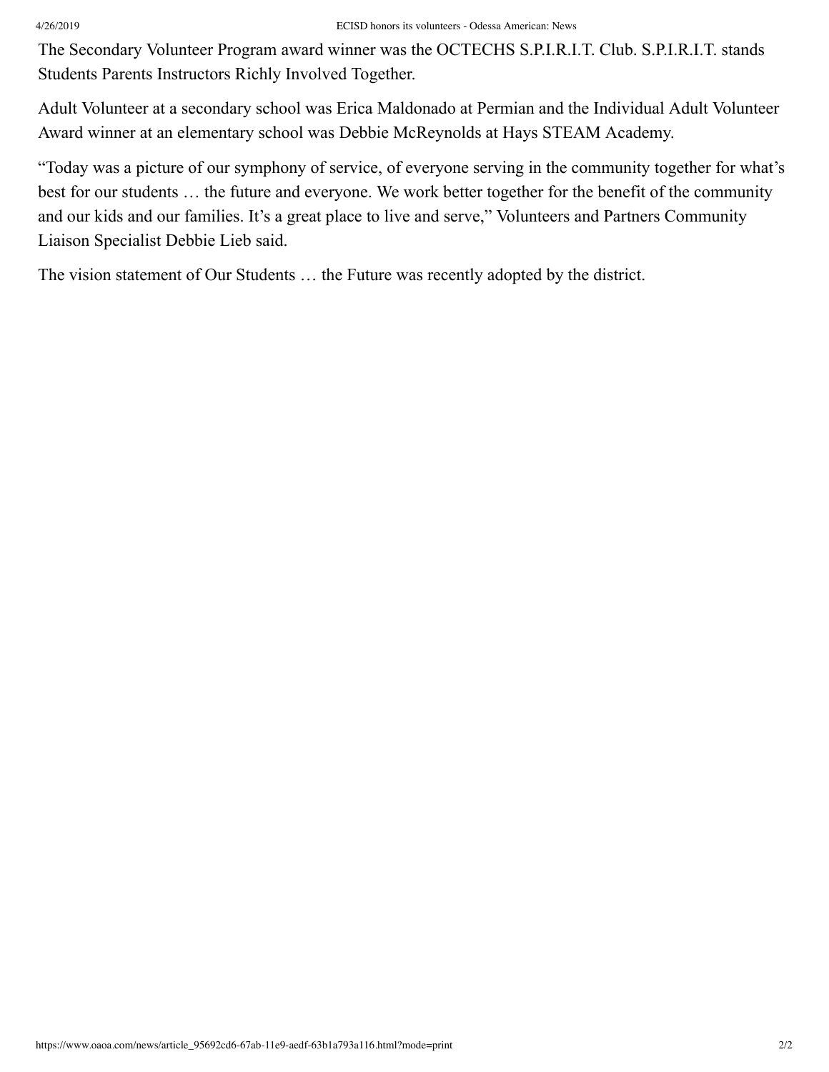The Secondary Volunteer Program award winner was the OCTECHS S.P.I.R.I.T. Club. S.P.I.R.I.T. stands Students Parents Instructors Richly Involved Together.

Adult Volunteer at a secondary school was Erica Maldonado at Permian and the Individual Adult Volunteer Award winner at an elementary school was Debbie McReynolds at Hays STEAM Academy.

“Today was a picture of our symphony of service, of everyone serving in the community together for what’s best for our students … the future and everyone. We work better together for the benefit of the community and our kids and our families. It’s a great place to live and serve,” Volunteers and Partners Community Liaison Specialist Debbie Lieb said.

The vision statement of Our Students … the Future was recently adopted by the district.